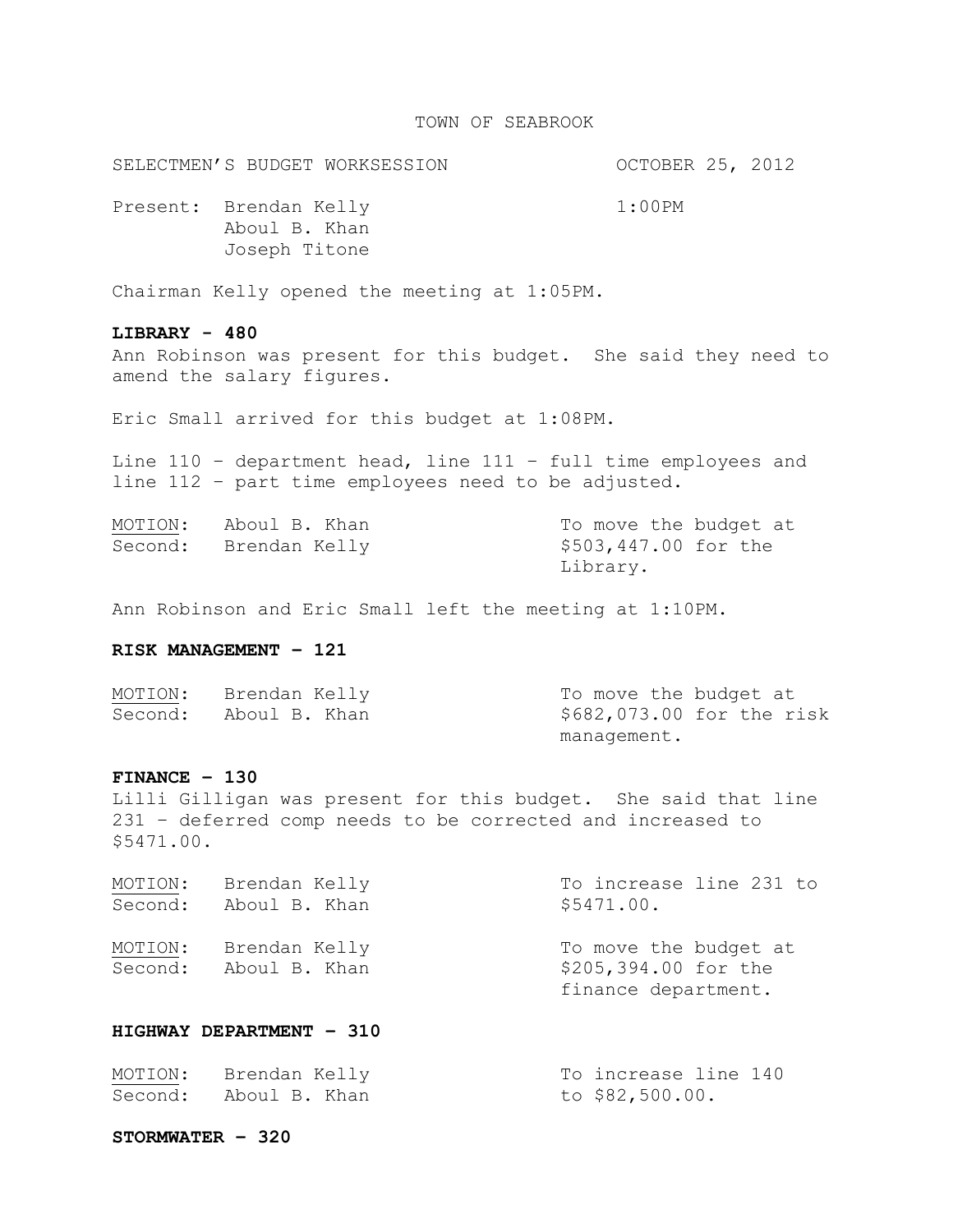TOWN OF SEABROOK

SELECTMEN'S BUDGET WORKSESSION OCTOBER 25, 2012

Present: Brendan Kelly 1:00PM
Aboul B. Khan
Joseph Titone

Chairman Kelly opened the meeting at 1:05PM.

**LIBRARY - 480**

Ann Robinson was present for this budget. She said they need to amend the salary figures.

Eric Small arrived for this budget at 1:08PM.

Line 110 – department head, line 111 – full time employees and line 112 – part time employees need to be adjusted.

| | | |
|---|---|---|
| MOTION: | Aboul B. Khan | To move the budget at $503,447.00 for the Library. |
| Second: | Brendan Kelly | |

Ann Robinson and Eric Small left the meeting at 1:10PM.

**RISK MANAGEMENT – 121**

| | | |
|---|---|---|
| MOTION: | Brendan Kelly | To move the budget at $682,073.00 for the risk management. |
| Second: | Aboul B. Khan | |

**FINANCE – 130**

Lilli Gilligan was present for this budget. She said that line 231 – deferred comp needs to be corrected and increased to $5471.00.

| | | |
|---|---|---|
| MOTION: | Brendan Kelly | To increase line 231 to $5471.00. |
| Second: | Aboul B. Khan | |

| | | |
|---|---|---|
| MOTION: | Brendan Kelly | To move the budget at $205,394.00 for the finance department. |
| Second: | Aboul B. Khan | |

**HIGHWAY DEPARTMENT – 310**

| | | |
|---|---|---|
| MOTION: | Brendan Kelly | To increase line 140 to $82,500.00. |
| Second: | Aboul B. Khan | |

**STORMWATER – 320**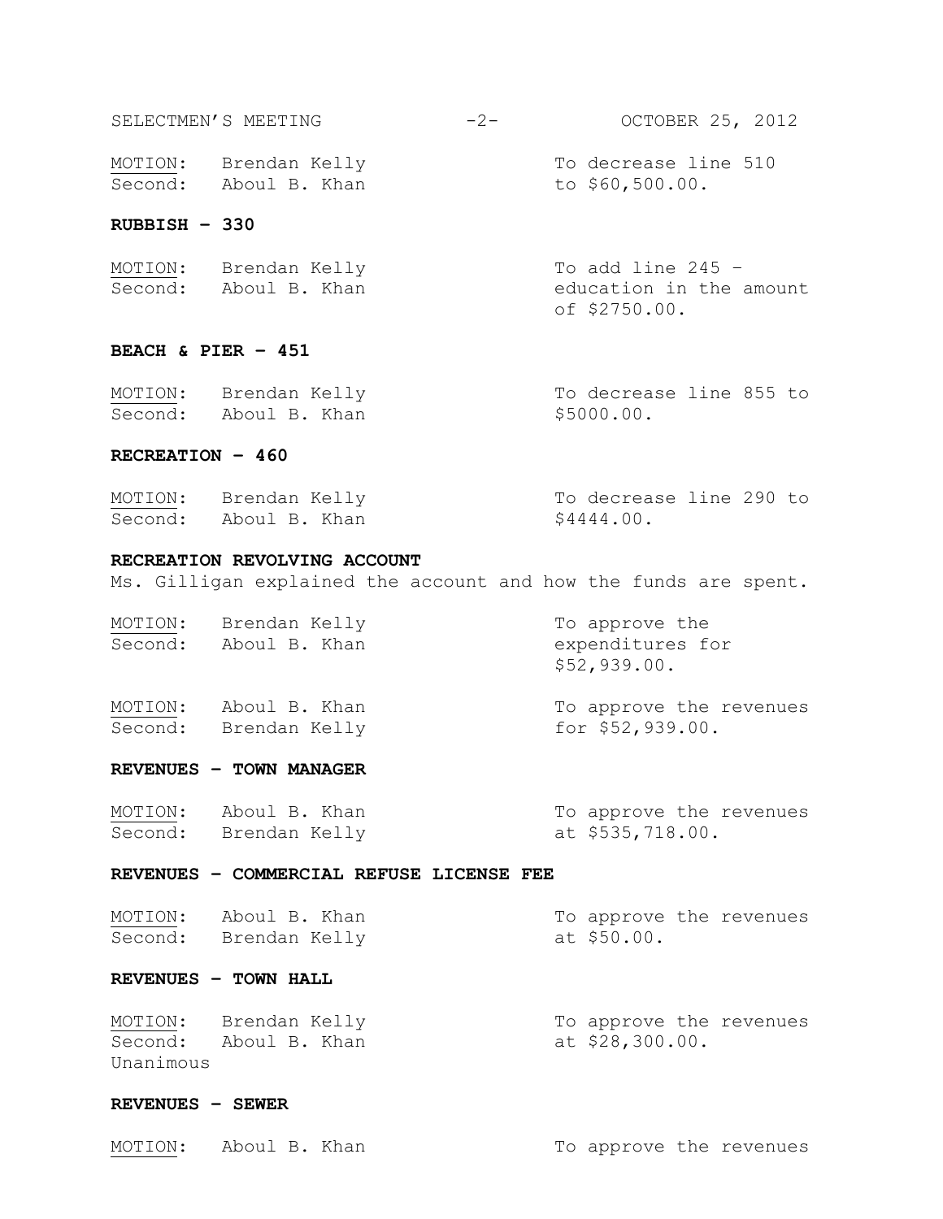| | | |
|---|---|---|
| MOTION: | Brendan Kelly | To decrease line 510 |
| Second: | Aboul B. Khan | to $60,500.00. |

**RUBBISH – 330**

| | | |
|---|---|---|
| MOTION: | Brendan Kelly | To add line 245 – |
| Second: | Aboul B. Khan | education in the amount of $2750.00. |

**BEACH & PIER – 451**

| | | |
|---|---|---|
| MOTION: | Brendan Kelly | To decrease line 855 to |
| Second: | Aboul B. Khan | $5000.00. |

**RECREATION – 460**

| | | |
|---|---|---|
| MOTION: | Brendan Kelly | To decrease line 290 to |
| Second: | Aboul B. Khan | $4444.00. |

**RECREATION REVOLVING ACCOUNT**

Ms. Gilligan explained the account and how the funds are spent.

| | | |
|---|---|---|
| MOTION: | Brendan Kelly | To approve the |
| Second: | Aboul B. Khan | expenditures for $52,939.00. |

| | | |
|---|---|---|
| MOTION: | Aboul B. Khan | To approve the revenues |
| Second: | Brendan Kelly | for $52,939.00. |

**REVENUES – TOWN MANAGER**

| | | |
|---|---|---|
| MOTION: | Aboul B. Khan | To approve the revenues |
| Second: | Brendan Kelly | at $535,718.00. |

**REVENUES – COMMERCIAL REFUSE LICENSE FEE**

| | | |
|---|---|---|
| MOTION: | Aboul B. Khan | To approve the revenues |
| Second: | Brendan Kelly | at $50.00. |

**REVENUES – TOWN HALL**

| | | |
|---|---|---|
| MOTION: | Brendan Kelly | To approve the revenues |
| Second: | Aboul B. Khan | at $28,300.00. |

Unanimous

**REVENUES – SEWER**

| | | |
|---|---|---|
| MOTION: | Aboul B. Khan | To approve the revenues |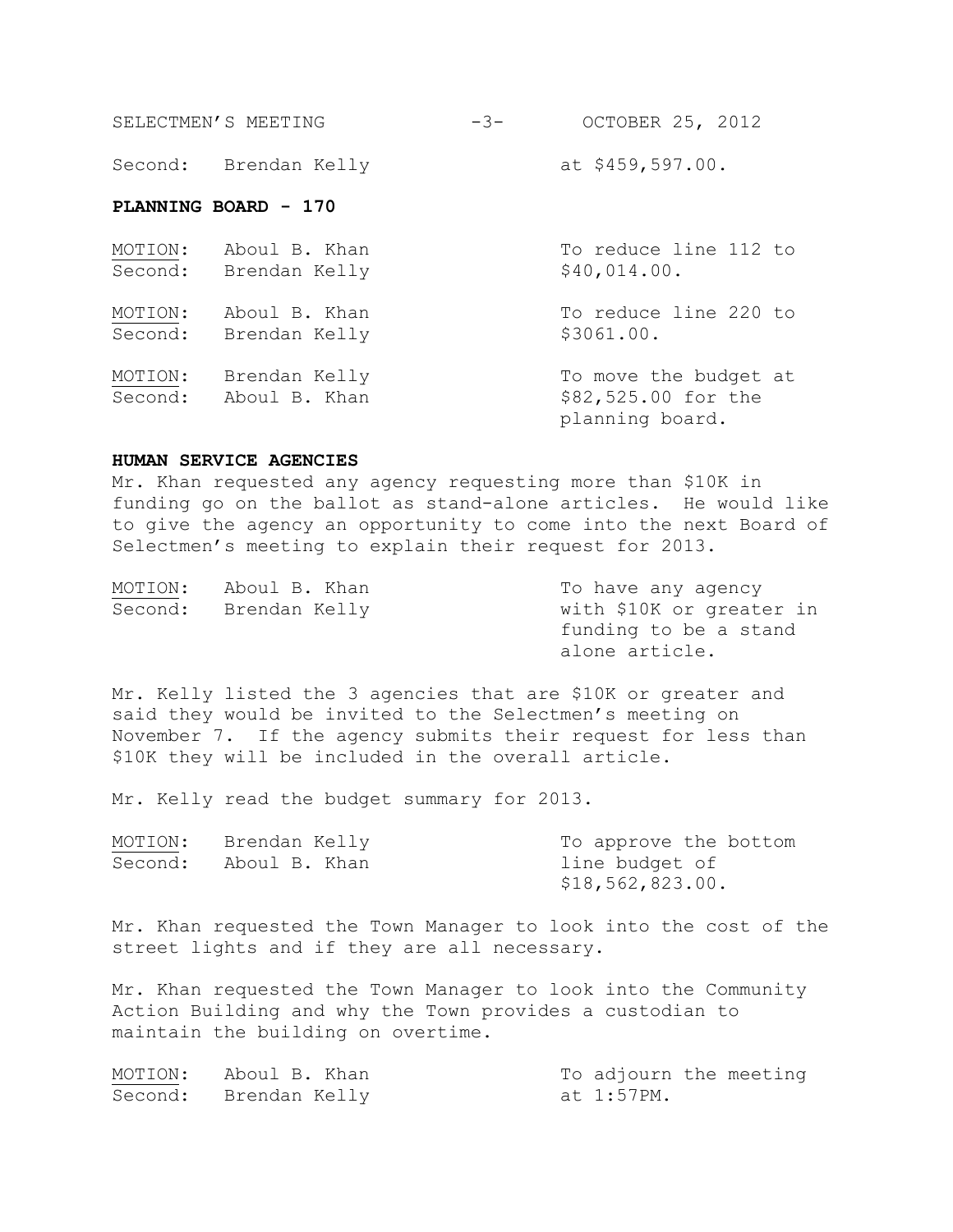Second: Brendan Kelly at $459,597.00.

## PLANNING BOARD - 170

| | | |
|---|---|---|
| MOTION: | Aboul B. Khan | To reduce line 112 to |
| Second: | Brendan Kelly | $40,014.00. |
| MOTION: | Aboul B. Khan | To reduce line 220 to |
| Second: | Brendan Kelly | $3061.00. |
| MOTION: | Brendan Kelly | To move the budget at |
| Second: | Aboul B. Khan | $82,525.00 for the planning board. |

## HUMAN SERVICE AGENCIES

Mr. Khan requested any agency requesting more than $10K in funding go on the ballot as stand-alone articles. He would like to give the agency an opportunity to come into the next Board of Selectmen's meeting to explain their request for 2013.

| | | |
|---|---|---|
| MOTION: | Aboul B. Khan | To have any agency |
| Second: | Brendan Kelly | with $10K or greater in funding to be a stand alone article. |

Mr. Kelly listed the 3 agencies that are $10K or greater and said they would be invited to the Selectmen's meeting on November 7. If the agency submits their request for less than $10K they will be included in the overall article.

Mr. Kelly read the budget summary for 2013.

| | | |
|---|---|---|
| MOTION: | Brendan Kelly | To approve the bottom |
| Second: | Aboul B. Khan | line budget of $18,562,823.00. |

Mr. Khan requested the Town Manager to look into the cost of the street lights and if they are all necessary.

Mr. Khan requested the Town Manager to look into the Community Action Building and why the Town provides a custodian to maintain the building on overtime.

| | | |
|---|---|---|
| MOTION: | Aboul B. Khan | To adjourn the meeting |
| Second: | Brendan Kelly | at 1:57PM. |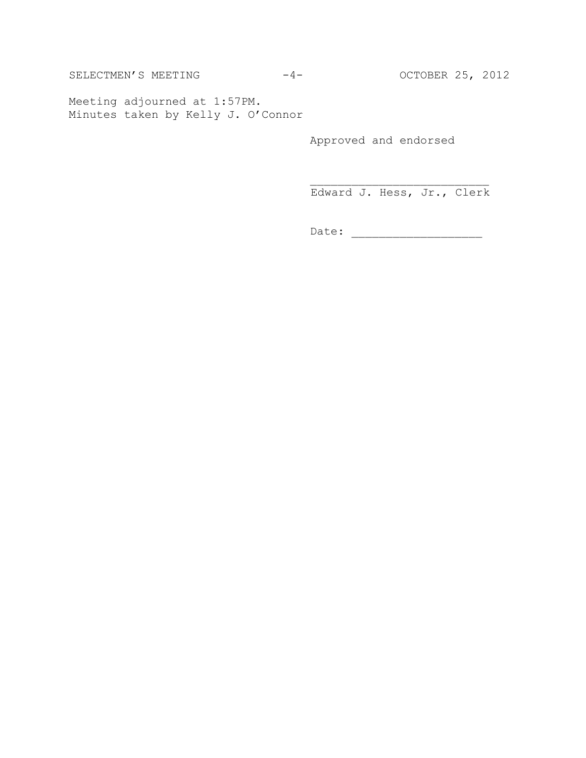Meeting adjourned at 1:57PM.
Minutes taken by Kelly J. O'Connor

Approved and endorsed

___________________________
Edward J. Hess, Jr., Clerk

Date: ___________________